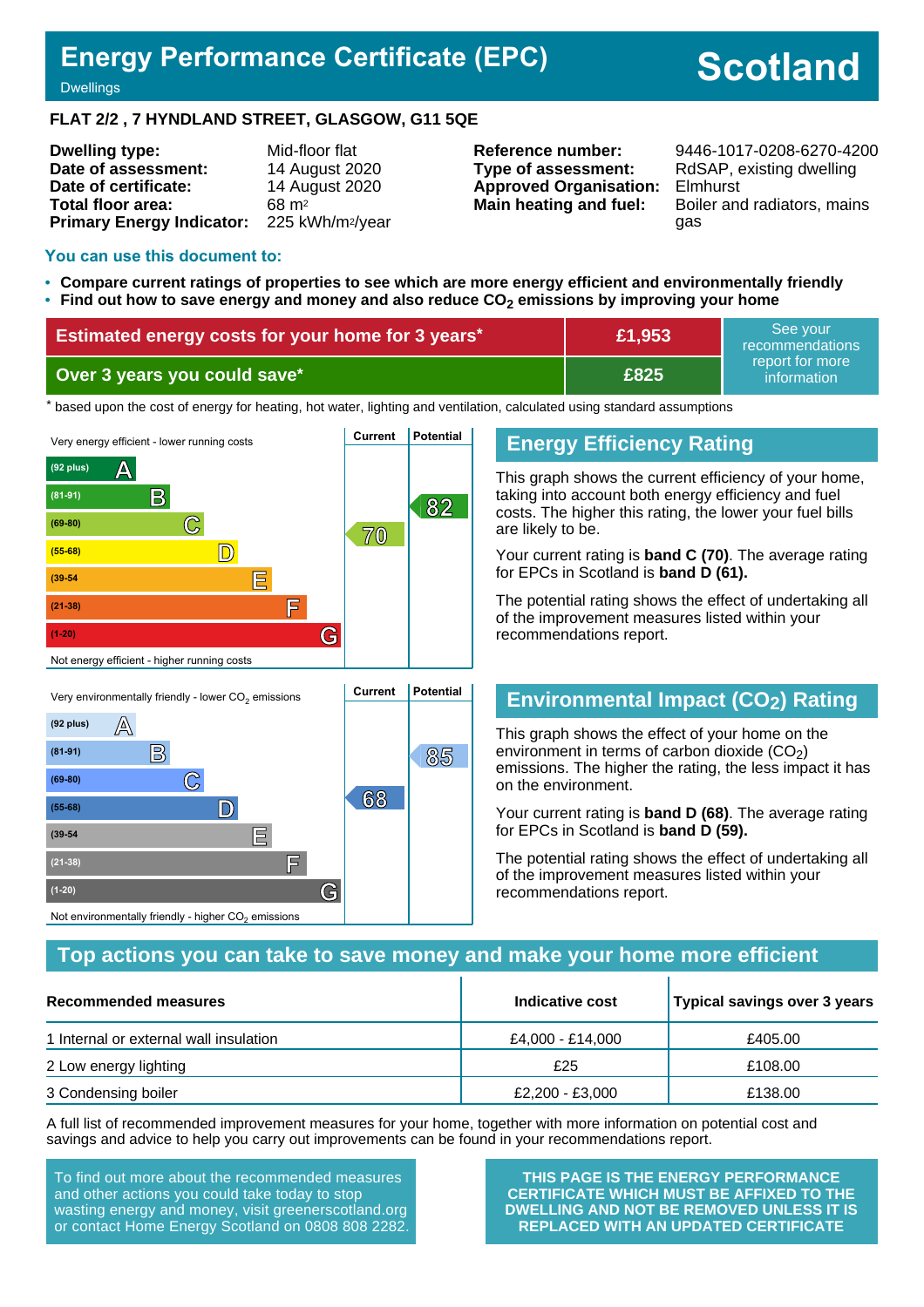# Energy Performance Certificate (EPC)

Dwellings

# Scotland

**FLAT 2/2 , 7 HYNDLAND STREET, GLASGOW, G11 5QE**

| | |
|---|---|
| **Dwelling type:** | Mid-floor flat |
| **Date of assessment:** | 14 August 2020 |
| **Date of certificate:** | 14 August 2020 |
| **Total floor area:** | 68 m² |
| **Primary Energy Indicator:** | 225 kWh/m²/year |

| | |
|---|---|
| **Reference number:** | 9446-1017-0208-6270-4200 |
| **Type of assessment:** | RdSAP, existing dwelling |
| **Approved Organisation:** | Elmhurst |
| **Main heating and fuel:** | Boiler and radiators, mains gas |

## You can use this document to:

- **Compare current ratings of properties to see which are more energy efficient and environmentally friendly**
- **Find out how to save energy and money and also reduce $CO_2$ emissions by improving your home**

| | | |
|---|---|---|
| **Estimated energy costs for your home for 3 years*** | **£1,953** | See your recommendations report for more information |
| **Over 3 years you could save*** | **£825** | |

\* based upon the cost of energy for heating, hot water, lighting and ventilation, calculated using standard assumptions

| Very energy efficient - lower running costs | Current | Potential |
|---|---|---|
| (92 plus) A | | |
| (81-91) B | | 82 |
| (69-80) C | 70 | |
| (55-68) D | | |
| (39-54) E | | |
| (21-38) F | | |
| (1-20) G | | |
| Not energy efficient - higher running costs | | |

## Energy Efficiency Rating

This graph shows the current efficiency of your home, taking into account both energy efficiency and fuel costs. The higher this rating, the lower your fuel bills are likely to be.

Your current rating is **band C (70)**. The average rating for EPCs in Scotland is **band D (61).**

The potential rating shows the effect of undertaking all of the improvement measures listed within your recommendations report.

| Very environmentally friendly - lower $CO_2$ emissions | Current | Potential |
|---|---|---|
| (92 plus) A | | |
| (81-91) B | | 85 |
| (69-80) C | | |
| (55-68) D | 68 | |
| (39-54) E | | |
| (21-38) F | | |
| (1-20) G | | |
| Not environmentally friendly - higher $CO_2$ emissions | | |

## Environmental Impact ($CO_2$) Rating

This graph shows the effect of your home on the environment in terms of carbon dioxide ($CO_2$) emissions. The higher the rating, the less impact it has on the environment.

Your current rating is **band D (68)**. The average rating for EPCs in Scotland is **band D (59).**

The potential rating shows the effect of undertaking all of the improvement measures listed within your recommendations report.

## Top actions you can take to save money and make your home more efficient

| Recommended measures | Indicative cost | Typical savings over 3 years |
|---|---|---|
| 1 Internal or external wall insulation | £4,000 - £14,000 | £405.00 |
| 2 Low energy lighting | £25 | £108.00 |
| 3 Condensing boiler | £2,200 - £3,000 | £138.00 |

A full list of recommended improvement measures for your home, together with more information on potential cost and savings and advice to help you carry out improvements can be found in your recommendations report.

To find out more about the recommended measures and other actions you could take today to stop wasting energy and money, visit greenerscotland.org or contact Home Energy Scotland on 0808 808 2282.

**THIS PAGE IS THE ENERGY PERFORMANCE CERTIFICATE WHICH MUST BE AFFIXED TO THE DWELLING AND NOT BE REMOVED UNLESS IT IS REPLACED WITH AN UPDATED CERTIFICATE**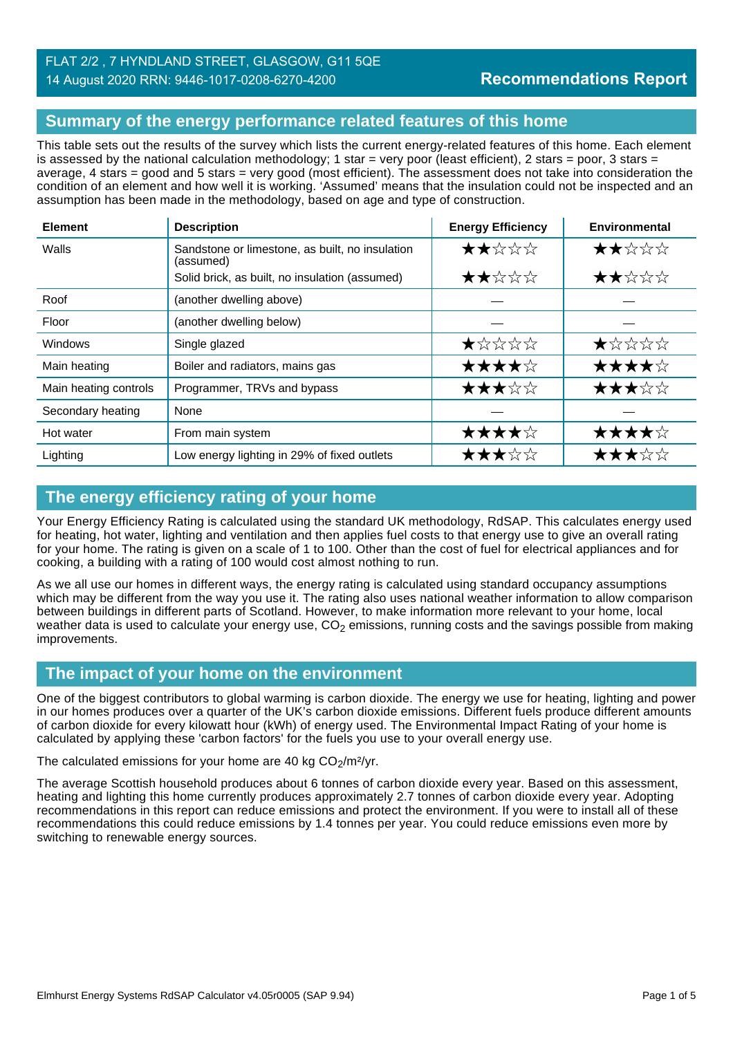FLAT 2/2 , 7 HYNDLAND STREET, GLASGOW, G11 5QE
14 August 2020 RRN: 9446-1017-0208-6270-4200

**Recommendations Report**

## Summary of the energy performance related features of this home

This table sets out the results of the survey which lists the current energy-related features of this home. Each element is assessed by the national calculation methodology; 1 star = very poor (least efficient), 2 stars = poor, 3 stars = average, 4 stars = good and 5 stars = very good (most efficient). The assessment does not take into consideration the condition of an element and how well it is working. 'Assumed' means that the insulation could not be inspected and an assumption has been made in the methodology, based on age and type of construction.

| Element | Description | Energy Efficiency | Environmental |
|---|---|---|---|
| Walls | Sandstone or limestone, as built, no insulation (assumed) | ★★☆☆☆ | ★★☆☆☆ |
| | Solid brick, as built, no insulation (assumed) | ★★☆☆☆ | ★★☆☆☆ |
| Roof | (another dwelling above) | — | — |
| Floor | (another dwelling below) | — | — |
| Windows | Single glazed | ★☆☆☆☆ | ★☆☆☆☆ |
| Main heating | Boiler and radiators, mains gas | ★★★★☆ | ★★★★☆ |
| Main heating controls | Programmer, TRVs and bypass | ★★★☆☆ | ★★★☆☆ |
| Secondary heating | None | — | — |
| Hot water | From main system | ★★★★☆ | ★★★★☆ |
| Lighting | Low energy lighting in 29% of fixed outlets | ★★★☆☆ | ★★★☆☆ |

## The energy efficiency rating of your home

Your Energy Efficiency Rating is calculated using the standard UK methodology, RdSAP. This calculates energy used for heating, hot water, lighting and ventilation and then applies fuel costs to that energy use to give an overall rating for your home. The rating is given on a scale of 1 to 100. Other than the cost of fuel for electrical appliances and for cooking, a building with a rating of 100 would cost almost nothing to run.

As we all use our homes in different ways, the energy rating is calculated using standard occupancy assumptions which may be different from the way you use it. The rating also uses national weather information to allow comparison between buildings in different parts of Scotland. However, to make information more relevant to your home, local weather data is used to calculate your energy use, $CO_2$ emissions, running costs and the savings possible from making improvements.

## The impact of your home on the environment

One of the biggest contributors to global warming is carbon dioxide. The energy we use for heating, lighting and power in our homes produces over a quarter of the UK's carbon dioxide emissions. Different fuels produce different amounts of carbon dioxide for every kilowatt hour (kWh) of energy used. The Environmental Impact Rating of your home is calculated by applying these 'carbon factors' for the fuels you use to your overall energy use.

The calculated emissions for your home are 40 kg $CO_2/m^2/yr$.

The average Scottish household produces about 6 tonnes of carbon dioxide every year. Based on this assessment, heating and lighting this home currently produces approximately 2.7 tonnes of carbon dioxide every year. Adopting recommendations in this report can reduce emissions and protect the environment. If you were to install all of these recommendations this could reduce emissions by 1.4 tonnes per year. You could reduce emissions even more by switching to renewable energy sources.

Elmhurst Energy Systems RdSAP Calculator v4.05r0005 (SAP 9.94)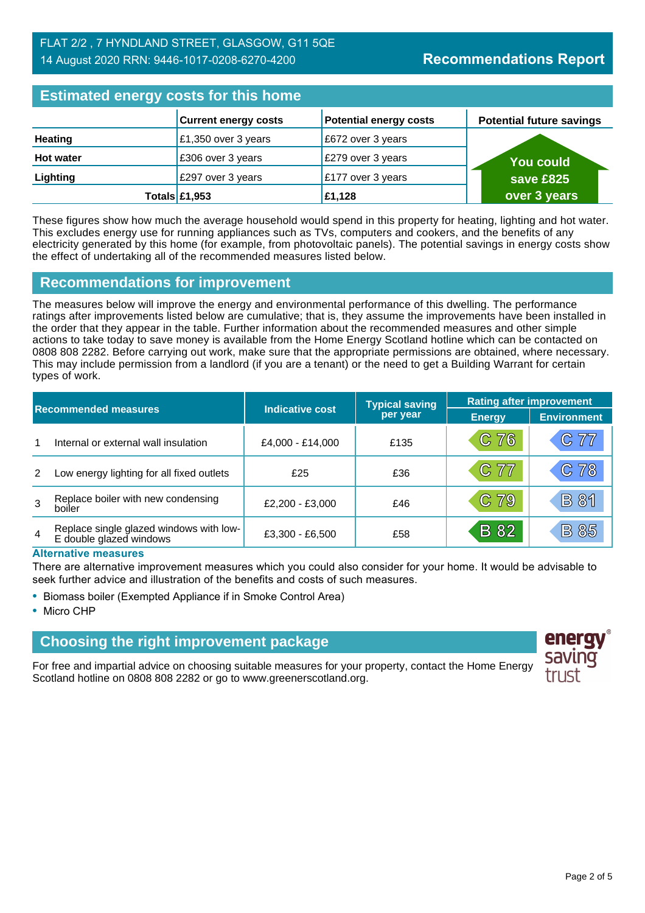FLAT 2/2 , 7 HYNDLAND STREET, GLASGOW, G11 5QE
14 August 2020 RRN: 9446-1017-0208-6270-4200

**Recommendations Report**

## Estimated energy costs for this home

| | Current energy costs | Potential energy costs | Potential future savings |
|---|---|---|---|
| Heating | £1,350 over 3 years | £672 over 3 years | You could save £825 over 3 years |
| Hot water | £306 over 3 years | £279 over 3 years | |
| Lighting | £297 over 3 years | £177 over 3 years | |
| Totals | £1,953 | £1,128 | |

These figures show how much the average household would spend in this property for heating, lighting and hot water. This excludes energy use for running appliances such as TVs, computers and cookers, and the benefits of any electricity generated by this home (for example, from photovoltaic panels). The potential savings in energy costs show the effect of undertaking all of the recommended measures listed below.

## Recommendations for improvement

The measures below will improve the energy and environmental performance of this dwelling. The performance ratings after improvements listed below are cumulative; that is, they assume the improvements have been installed in the order that they appear in the table. Further information about the recommended measures and other simple actions to take today to save money is available from the Home Energy Scotland hotline which can be contacted on 0808 808 2282. Before carrying out work, make sure that the appropriate permissions are obtained, where necessary. This may include permission from a landlord (if you are a tenant) or the need to get a Building Warrant for certain types of work.

| Recommended measures | | Indicative cost | Typical saving per year | Rating after improvement | |
|---|---|---|---|---|---|
| | | | | Energy | Environment |
| 1 | Internal or external wall insulation | £4,000 - £14,000 | £135 | C 76 | C 77 |
| 2 | Low energy lighting for all fixed outlets | £25 | £36 | C 77 | C 78 |
| 3 | Replace boiler with new condensing boiler | £2,200 - £3,000 | £46 | C 79 | B 81 |
| 4 | Replace single glazed windows with low-E double glazed windows | £3,300 - £6,500 | £58 | B 82 | B 85 |

### Alternative measures

There are alternative improvement measures which you could also consider for your home. It would be advisable to seek further advice and illustration of the benefits and costs of such measures.

- Biomass boiler (Exempted Appliance if in Smoke Control Area)
- Micro CHP

## Choosing the right improvement package

For free and impartial advice on choosing suitable measures for your property, contact the Home Energy Scotland hotline on 0808 808 2282 or go to www.greenerscotland.org.

energy saving trust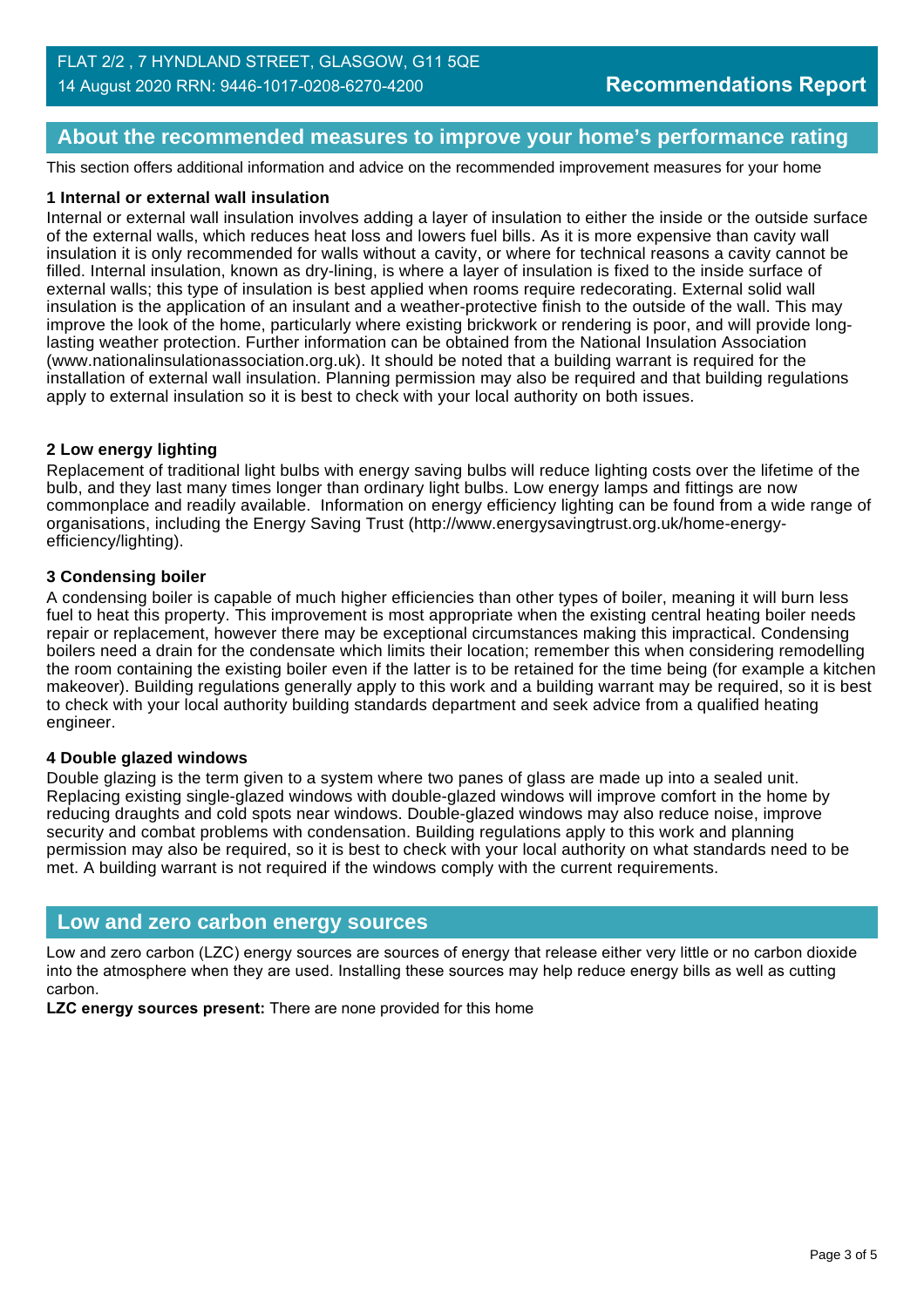## About the recommended measures to improve your home's performance rating

This section offers additional information and advice on the recommended improvement measures for your home

**1 Internal or external wall insulation**

Internal or external wall insulation involves adding a layer of insulation to either the inside or the outside surface of the external walls, which reduces heat loss and lowers fuel bills. As it is more expensive than cavity wall insulation it is only recommended for walls without a cavity, or where for technical reasons a cavity cannot be filled. Internal insulation, known as dry-lining, is where a layer of insulation is fixed to the inside surface of external walls; this type of insulation is best applied when rooms require redecorating. External solid wall insulation is the application of an insulant and a weather-protective finish to the outside of the wall. This may improve the look of the home, particularly where existing brickwork or rendering is poor, and will provide long-lasting weather protection. Further information can be obtained from the National Insulation Association (www.nationalinsulationassociation.org.uk). It should be noted that a building warrant is required for the installation of external wall insulation. Planning permission may also be required and that building regulations apply to external insulation so it is best to check with your local authority on both issues.

**2 Low energy lighting**

Replacement of traditional light bulbs with energy saving bulbs will reduce lighting costs over the lifetime of the bulb, and they last many times longer than ordinary light bulbs. Low energy lamps and fittings are now commonplace and readily available. Information on energy efficiency lighting can be found from a wide range of organisations, including the Energy Saving Trust (http://www.energysavingtrust.org.uk/home-energy-efficiency/lighting).

**3 Condensing boiler**

A condensing boiler is capable of much higher efficiencies than other types of boiler, meaning it will burn less fuel to heat this property. This improvement is most appropriate when the existing central heating boiler needs repair or replacement, however there may be exceptional circumstances making this impractical. Condensing boilers need a drain for the condensate which limits their location; remember this when considering remodelling the room containing the existing boiler even if the latter is to be retained for the time being (for example a kitchen makeover). Building regulations generally apply to this work and a building warrant may be required, so it is best to check with your local authority building standards department and seek advice from a qualified heating engineer.

**4 Double glazed windows**

Double glazing is the term given to a system where two panes of glass are made up into a sealed unit. Replacing existing single-glazed windows with double-glazed windows will improve comfort in the home by reducing draughts and cold spots near windows. Double-glazed windows may also reduce noise, improve security and combat problems with condensation. Building regulations apply to this work and planning permission may also be required, so it is best to check with your local authority on what standards need to be met. A building warrant is not required if the windows comply with the current requirements.

## Low and zero carbon energy sources

Low and zero carbon (LZC) energy sources are sources of energy that release either very little or no carbon dioxide into the atmosphere when they are used. Installing these sources may help reduce energy bills as well as cutting carbon.

**LZC energy sources present:** There are none provided for this home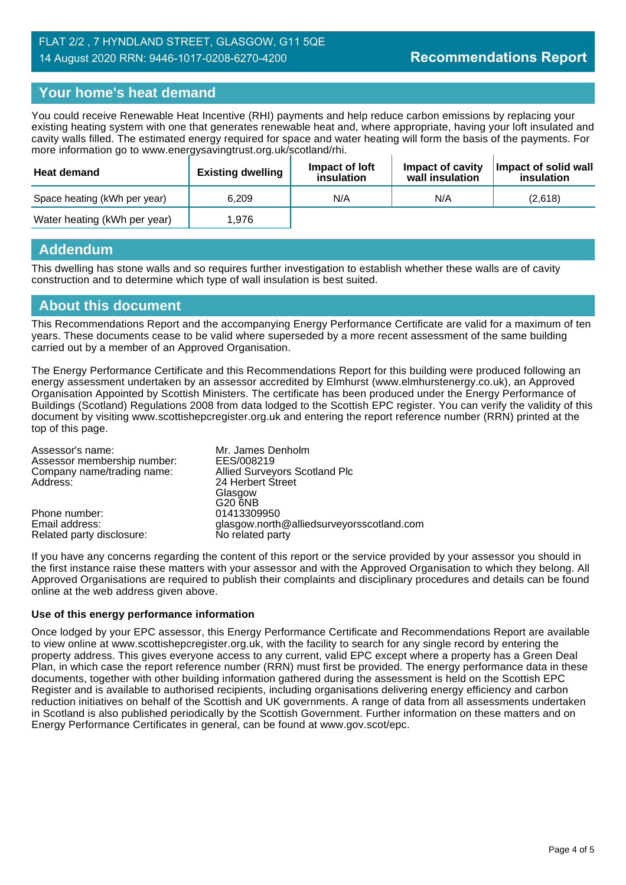FLAT 2/2 , 7 HYNDLAND STREET, GLASGOW, G11 5QE
14 August 2020 RRN: 9446-1017-0208-6270-4200

**Recommendations Report**

## Your home's heat demand

You could receive Renewable Heat Incentive (RHI) payments and help reduce carbon emissions by replacing your existing heating system with one that generates renewable heat and, where appropriate, having your loft insulated and cavity walls filled. The estimated energy required for space and water heating will form the basis of the payments. For more information go to www.energysavingtrust.org.uk/scotland/rhi.

| Heat demand | Existing dwelling | Impact of loft insulation | Impact of cavity wall insulation | Impact of solid wall insulation |
|---|---|---|---|---|
| Space heating (kWh per year) | 6,209 | N/A | N/A | (2,618) |
| Water heating (kWh per year) | 1,976 | | | |

## Addendum

This dwelling has stone walls and so requires further investigation to establish whether these walls are of cavity construction and to determine which type of wall insulation is best suited.

## About this document

This Recommendations Report and the accompanying Energy Performance Certificate are valid for a maximum of ten years. These documents cease to be valid where superseded by a more recent assessment of the same building carried out by a member of an Approved Organisation.

The Energy Performance Certificate and this Recommendations Report for this building were produced following an energy assessment undertaken by an assessor accredited by Elmhurst (www.elmhurstenergy.co.uk), an Approved Organisation Appointed by Scottish Ministers. The certificate has been produced under the Energy Performance of Buildings (Scotland) Regulations 2008 from data lodged to the Scottish EPC register. You can verify the validity of this document by visiting www.scottishepcregister.org.uk and entering the report reference number (RRN) printed at the top of this page.

| | |
|---|---|
| Assessor's name: | Mr. James Denholm |
| Assessor membership number: | EES/008219 |
| Company name/trading name: | Allied Surveyors Scotland Plc |
| Address: | 24 Herbert Street<br>Glasgow<br>G20 6NB |
| Phone number: | 01413309950 |
| Email address: | glasgow.north@alliedsurveyorsscotland.com |
| Related party disclosure: | No related party |

If you have any concerns regarding the content of this report or the service provided by your assessor you should in the first instance raise these matters with your assessor and with the Approved Organisation to which they belong. All Approved Organisations are required to publish their complaints and disciplinary procedures and details can be found online at the web address given above.

### Use of this energy performance information

Once lodged by your EPC assessor, this Energy Performance Certificate and Recommendations Report are available to view online at www.scottishepcregister.org.uk, with the facility to search for any single record by entering the property address. This gives everyone access to any current, valid EPC except where a property has a Green Deal Plan, in which case the report reference number (RRN) must first be provided. The energy performance data in these documents, together with other building information gathered during the assessment is held on the Scottish EPC Register and is available to authorised recipients, including organisations delivering energy efficiency and carbon reduction initiatives on behalf of the Scottish and UK governments. A range of data from all assessments undertaken in Scotland is also published periodically by the Scottish Government. Further information on these matters and on Energy Performance Certificates in general, can be found at www.gov.scot/epc.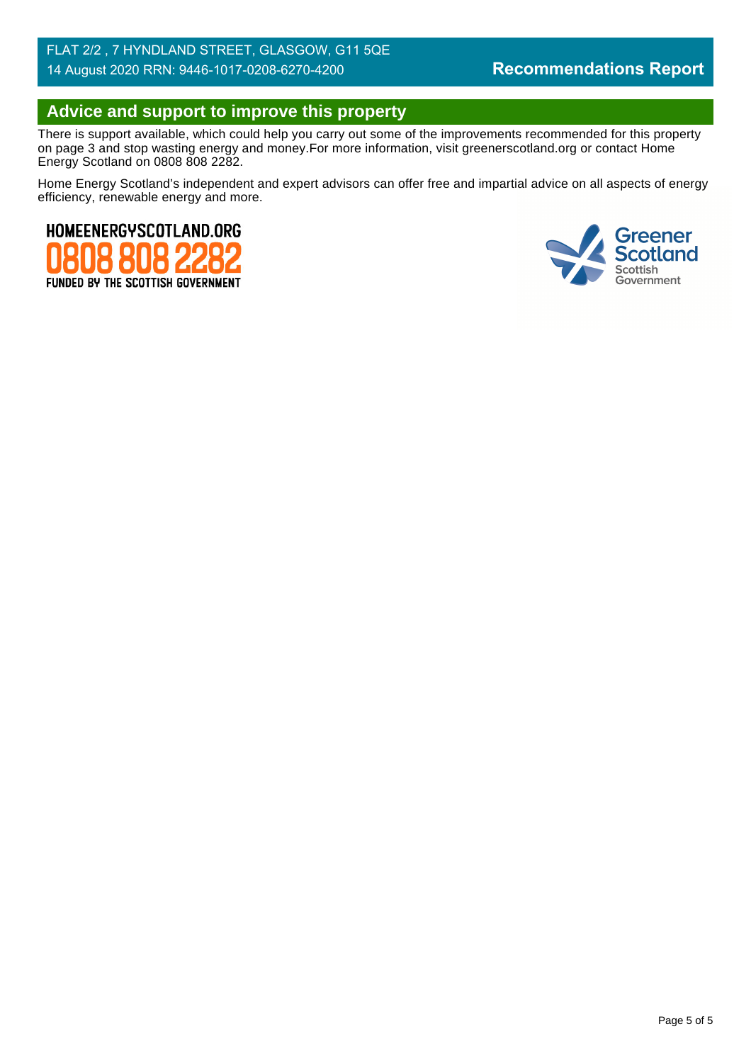## Advice and support to improve this property

There is support available, which could help you carry out some of the improvements recommended for this property on page 3 and stop wasting energy and money.For more information, visit greenerscotland.org or contact Home Energy Scotland on 0808 808 2282.

Home Energy Scotland's independent and expert advisors can offer free and impartial advice on all aspects of energy efficiency, renewable energy and more.

HOMEENERGYSCOTLAND.ORG
0808 808 2282
FUNDED BY THE SCOTTISH GOVERNMENT

Greener Scotland
Scottish Government